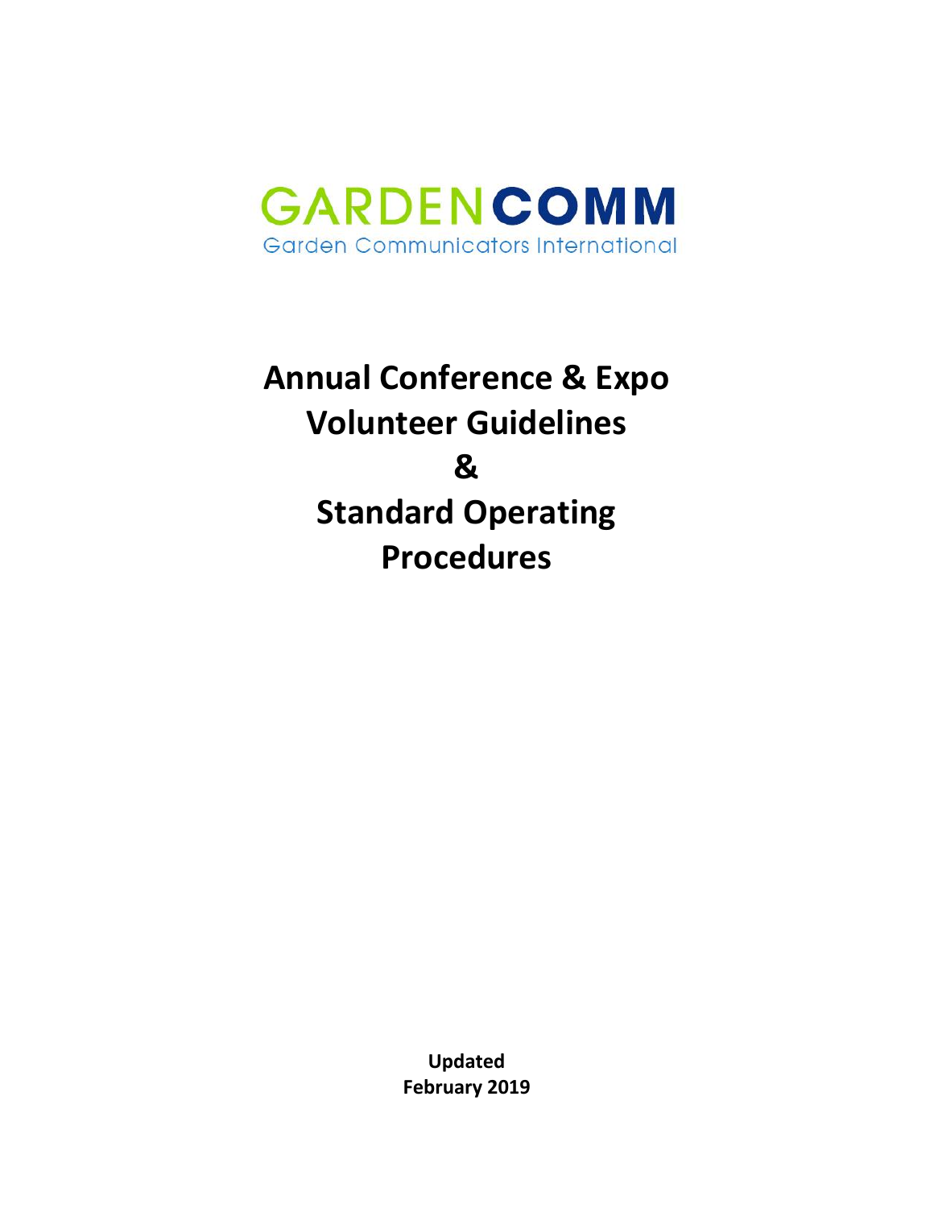GARDENCOMM

Garden Communicators International

# Annual Conference & Expo Volunteer Guidelines & Standard Operating Procedures

**Updated**
**February 2019**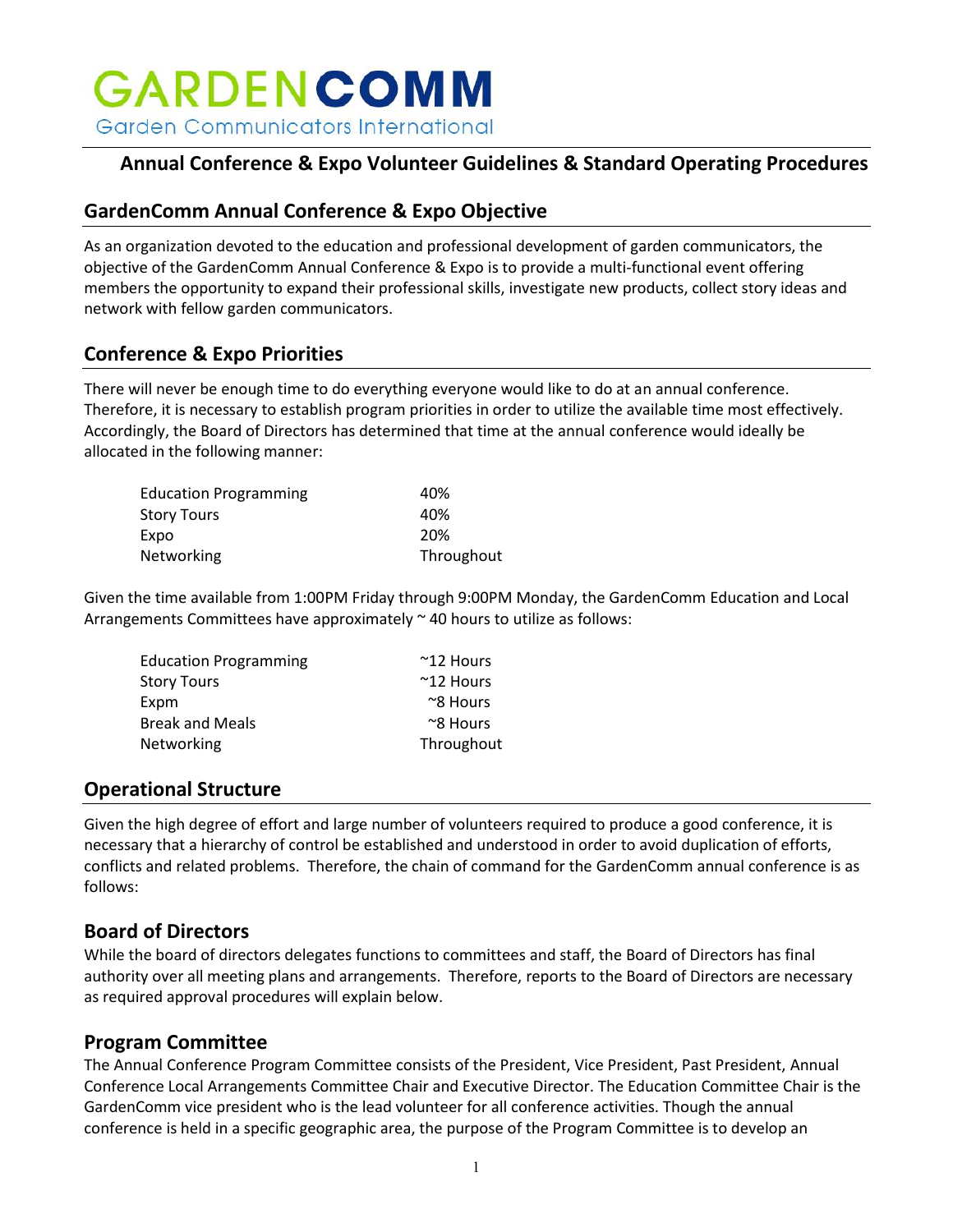# GARDENCOMM

Garden Communicators International

## Annual Conference & Expo Volunteer Guidelines & Standard Operating Procedures

## GardenComm Annual Conference & Expo Objective

As an organization devoted to the education and professional development of garden communicators, the objective of the GardenComm Annual Conference & Expo is to provide a multi-functional event offering members the opportunity to expand their professional skills, investigate new products, collect story ideas and network with fellow garden communicators.

## Conference & Expo Priorities

There will never be enough time to do everything everyone would like to do at an annual conference. Therefore, it is necessary to establish program priorities in order to utilize the available time most effectively. Accordingly, the Board of Directors has determined that time at the annual conference would ideally be allocated in the following manner:

| | |
|---|---|
| Education Programming | 40% |
| Story Tours | 40% |
| Expo | 20% |
| Networking | Throughout |

Given the time available from 1:00PM Friday through 9:00PM Monday, the GardenComm Education and Local Arrangements Committees have approximately ~ 40 hours to utilize as follows:

| | |
|---|---|
| Education Programming | ~12 Hours |
| Story Tours | ~12 Hours |
| Expm | ~8 Hours |
| Break and Meals | ~8 Hours |
| Networking | Throughout |

## Operational Structure

Given the high degree of effort and large number of volunteers required to produce a good conference, it is necessary that a hierarchy of control be established and understood in order to avoid duplication of efforts, conflicts and related problems. Therefore, the chain of command for the GardenComm annual conference is as follows:

## Board of Directors

While the board of directors delegates functions to committees and staff, the Board of Directors has final authority over all meeting plans and arrangements. Therefore, reports to the Board of Directors are necessary as required approval procedures will explain below.

## Program Committee

The Annual Conference Program Committee consists of the President, Vice President, Past President, Annual Conference Local Arrangements Committee Chair and Executive Director. The Education Committee Chair is the GardenComm vice president who is the lead volunteer for all conference activities. Though the annual conference is held in a specific geographic area, the purpose of the Program Committee is to develop an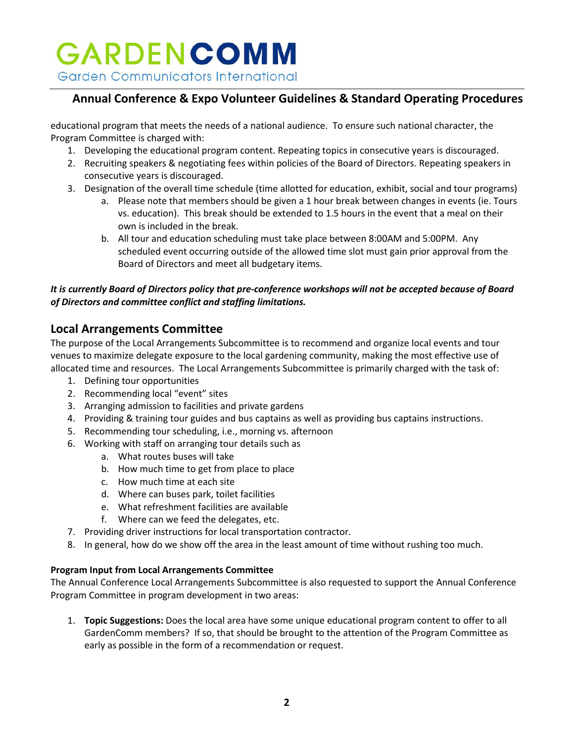educational program that meets the needs of a national audience. To ensure such national character, the Program Committee is charged with:

1. Developing the educational program content. Repeating topics in consecutive years is discouraged.
2. Recruiting speakers & negotiating fees within policies of the Board of Directors. Repeating speakers in consecutive years is discouraged.
3. Designation of the overall time schedule (time allotted for education, exhibit, social and tour programs)
   a. Please note that members should be given a 1 hour break between changes in events (ie. Tours vs. education). This break should be extended to 1.5 hours in the event that a meal on their own is included in the break.
   b. All tour and education scheduling must take place between 8:00AM and 5:00PM. Any scheduled event occurring outside of the allowed time slot must gain prior approval from the Board of Directors and meet all budgetary items.

***It is currently Board of Directors policy that pre-conference workshops will not be accepted because of Board of Directors and committee conflict and staffing limitations.***

## Local Arrangements Committee

The purpose of the Local Arrangements Subcommittee is to recommend and organize local events and tour venues to maximize delegate exposure to the local gardening community, making the most effective use of allocated time and resources. The Local Arrangements Subcommittee is primarily charged with the task of:

1. Defining tour opportunities
2. Recommending local "event" sites
3. Arranging admission to facilities and private gardens
4. Providing & training tour guides and bus captains as well as providing bus captains instructions.
5. Recommending tour scheduling, i.e., morning vs. afternoon
6. Working with staff on arranging tour details such as
   a. What routes buses will take
   b. How much time to get from place to place
   c. How much time at each site
   d. Where can buses park, toilet facilities
   e. What refreshment facilities are available
   f. Where can we feed the delegates, etc.
7. Providing driver instructions for local transportation contractor.
8. In general, how do we show off the area in the least amount of time without rushing too much.

**Program Input from Local Arrangements Committee**

The Annual Conference Local Arrangements Subcommittee is also requested to support the Annual Conference Program Committee in program development in two areas:

1. **Topic Suggestions:** Does the local area have some unique educational program content to offer to all GardenComm members? If so, that should be brought to the attention of the Program Committee as early as possible in the form of a recommendation or request.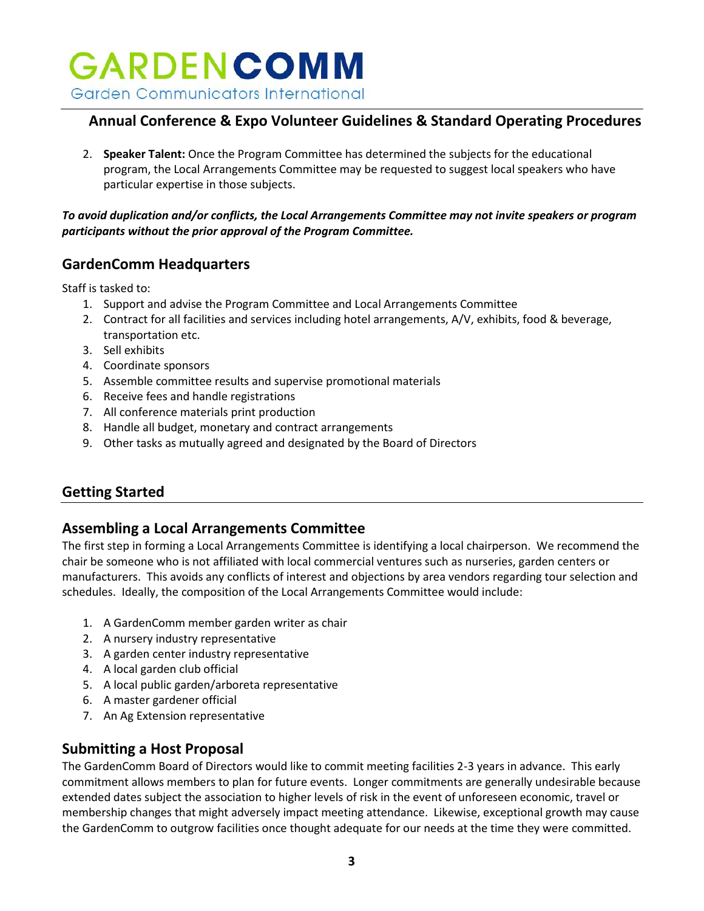2. **Speaker Talent:** Once the Program Committee has determined the subjects for the educational program, the Local Arrangements Committee may be requested to suggest local speakers who have particular expertise in those subjects.

***To avoid duplication and/or conflicts, the Local Arrangements Committee may not invite speakers or program participants without the prior approval of the Program Committee.***

## GardenComm Headquarters

Staff is tasked to:

1. Support and advise the Program Committee and Local Arrangements Committee
2. Contract for all facilities and services including hotel arrangements, A/V, exhibits, food & beverage, transportation etc.
3. Sell exhibits
4. Coordinate sponsors
5. Assemble committee results and supervise promotional materials
6. Receive fees and handle registrations
7. All conference materials print production
8. Handle all budget, monetary and contract arrangements
9. Other tasks as mutually agreed and designated by the Board of Directors

## Getting Started

## Assembling a Local Arrangements Committee

The first step in forming a Local Arrangements Committee is identifying a local chairperson. We recommend the chair be someone who is not affiliated with local commercial ventures such as nurseries, garden centers or manufacturers. This avoids any conflicts of interest and objections by area vendors regarding tour selection and schedules. Ideally, the composition of the Local Arrangements Committee would include:

1. A GardenComm member garden writer as chair
2. A nursery industry representative
3. A garden center industry representative
4. A local garden club official
5. A local public garden/arboreta representative
6. A master gardener official
7. An Ag Extension representative

## Submitting a Host Proposal

The GardenComm Board of Directors would like to commit meeting facilities 2-3 years in advance. This early commitment allows members to plan for future events. Longer commitments are generally undesirable because extended dates subject the association to higher levels of risk in the event of unforeseen economic, travel or membership changes that might adversely impact meeting attendance. Likewise, exceptional growth may cause the GardenComm to outgrow facilities once thought adequate for our needs at the time they were committed.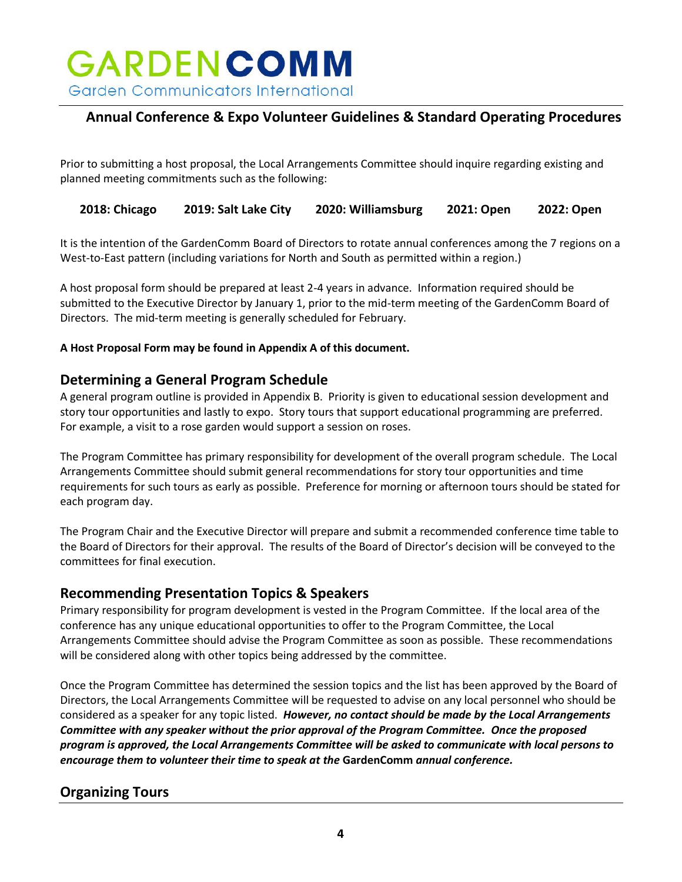Prior to submitting a host proposal, the Local Arrangements Committee should inquire regarding existing and planned meeting commitments such as the following:

**2018: Chicago** **2019: Salt Lake City** **2020: Williamsburg** **2021: Open** **2022: Open**

It is the intention of the GardenComm Board of Directors to rotate annual conferences among the 7 regions on a West-to-East pattern (including variations for North and South as permitted within a region.)

A host proposal form should be prepared at least 2-4 years in advance. Information required should be submitted to the Executive Director by January 1, prior to the mid-term meeting of the GardenComm Board of Directors. The mid-term meeting is generally scheduled for February.

**A Host Proposal Form may be found in Appendix A of this document.**

## Determining a General Program Schedule

A general program outline is provided in Appendix B. Priority is given to educational session development and story tour opportunities and lastly to expo. Story tours that support educational programming are preferred. For example, a visit to a rose garden would support a session on roses.

The Program Committee has primary responsibility for development of the overall program schedule. The Local Arrangements Committee should submit general recommendations for story tour opportunities and time requirements for such tours as early as possible. Preference for morning or afternoon tours should be stated for each program day.

The Program Chair and the Executive Director will prepare and submit a recommended conference time table to the Board of Directors for their approval. The results of the Board of Director's decision will be conveyed to the committees for final execution.

## Recommending Presentation Topics & Speakers

Primary responsibility for program development is vested in the Program Committee. If the local area of the conference has any unique educational opportunities to offer to the Program Committee, the Local Arrangements Committee should advise the Program Committee as soon as possible. These recommendations will be considered along with other topics being addressed by the committee.

Once the Program Committee has determined the session topics and the list has been approved by the Board of Directors, the Local Arrangements Committee will be requested to advise on any local personnel who should be considered as a speaker for any topic listed. ***However, no contact should be made by the Local Arrangements Committee with any speaker without the prior approval of the Program Committee. Once the proposed program is approved, the Local Arrangements Committee will be asked to communicate with local persons to encourage them to volunteer their time to speak at the* GardenComm *annual conference.***

## Organizing Tours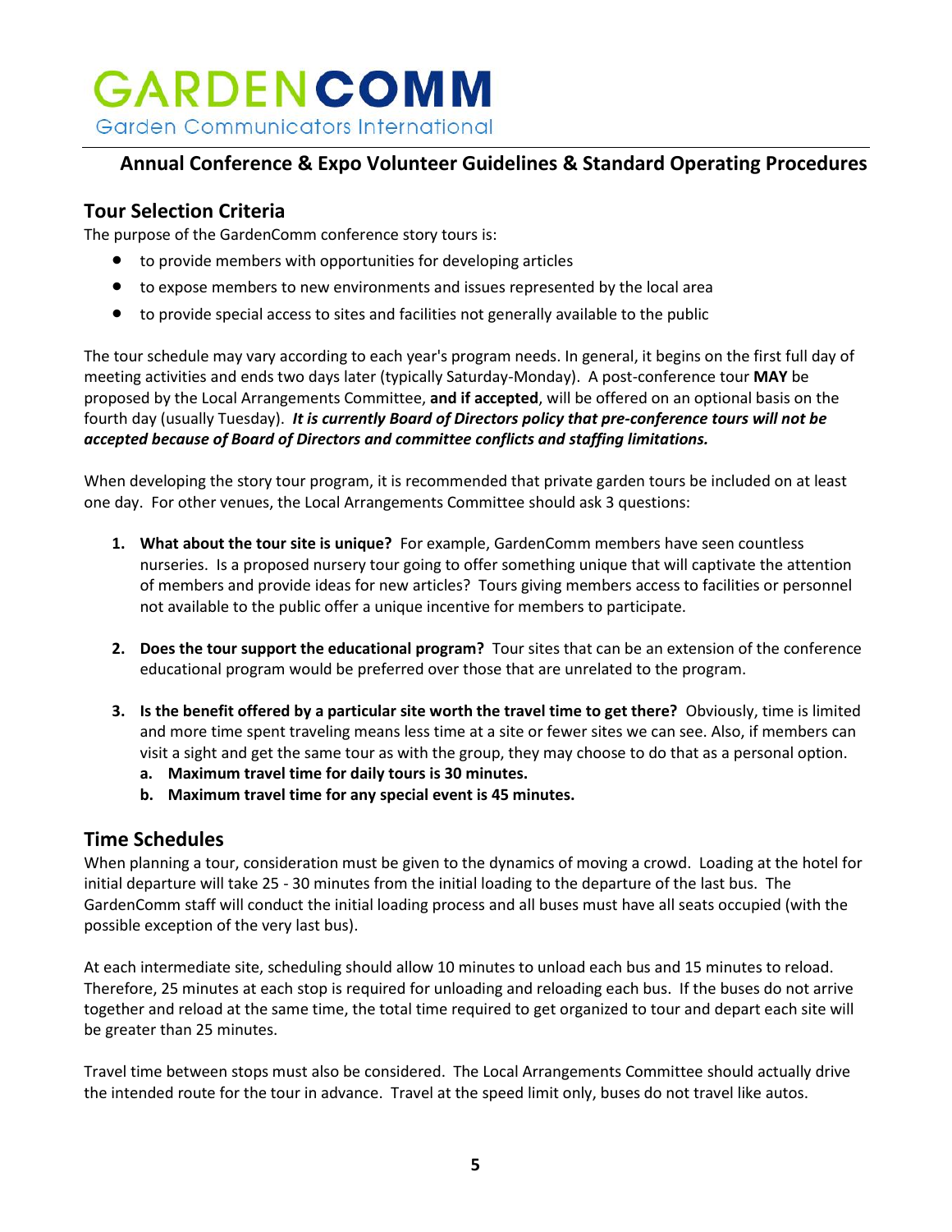GARDENCOMM

Garden Communicators International

## Annual Conference & Expo Volunteer Guidelines & Standard Operating Procedures

### Tour Selection Criteria

The purpose of the GardenComm conference story tours is:

- to provide members with opportunities for developing articles
- to expose members to new environments and issues represented by the local area
- to provide special access to sites and facilities not generally available to the public

The tour schedule may vary according to each year's program needs. In general, it begins on the first full day of meeting activities and ends two days later (typically Saturday-Monday). A post-conference tour **MAY** be proposed by the Local Arrangements Committee, **and if accepted**, will be offered on an optional basis on the fourth day (usually Tuesday). ***It is currently Board of Directors policy that pre-conference tours will not be accepted because of Board of Directors and committee conflicts and staffing limitations.***

When developing the story tour program, it is recommended that private garden tours be included on at least one day. For other venues, the Local Arrangements Committee should ask 3 questions:

1. **What about the tour site is unique?** For example, GardenComm members have seen countless nurseries. Is a proposed nursery tour going to offer something unique that will captivate the attention of members and provide ideas for new articles? Tours giving members access to facilities or personnel not available to the public offer a unique incentive for members to participate.

2. **Does the tour support the educational program?** Tour sites that can be an extension of the conference educational program would be preferred over those that are unrelated to the program.

3. **Is the benefit offered by a particular site worth the travel time to get there?** Obviously, time is limited and more time spent traveling means less time at a site or fewer sites we can see. Also, if members can visit a sight and get the same tour as with the group, they may choose to do that as a personal option.
   a. **Maximum travel time for daily tours is 30 minutes.**
   b. **Maximum travel time for any special event is 45 minutes.**

### Time Schedules

When planning a tour, consideration must be given to the dynamics of moving a crowd. Loading at the hotel for initial departure will take 25 - 30 minutes from the initial loading to the departure of the last bus. The GardenComm staff will conduct the initial loading process and all buses must have all seats occupied (with the possible exception of the very last bus).

At each intermediate site, scheduling should allow 10 minutes to unload each bus and 15 minutes to reload. Therefore, 25 minutes at each stop is required for unloading and reloading each bus. If the buses do not arrive together and reload at the same time, the total time required to get organized to tour and depart each site will be greater than 25 minutes.

Travel time between stops must also be considered. The Local Arrangements Committee should actually drive the intended route for the tour in advance. Travel at the speed limit only, buses do not travel like autos.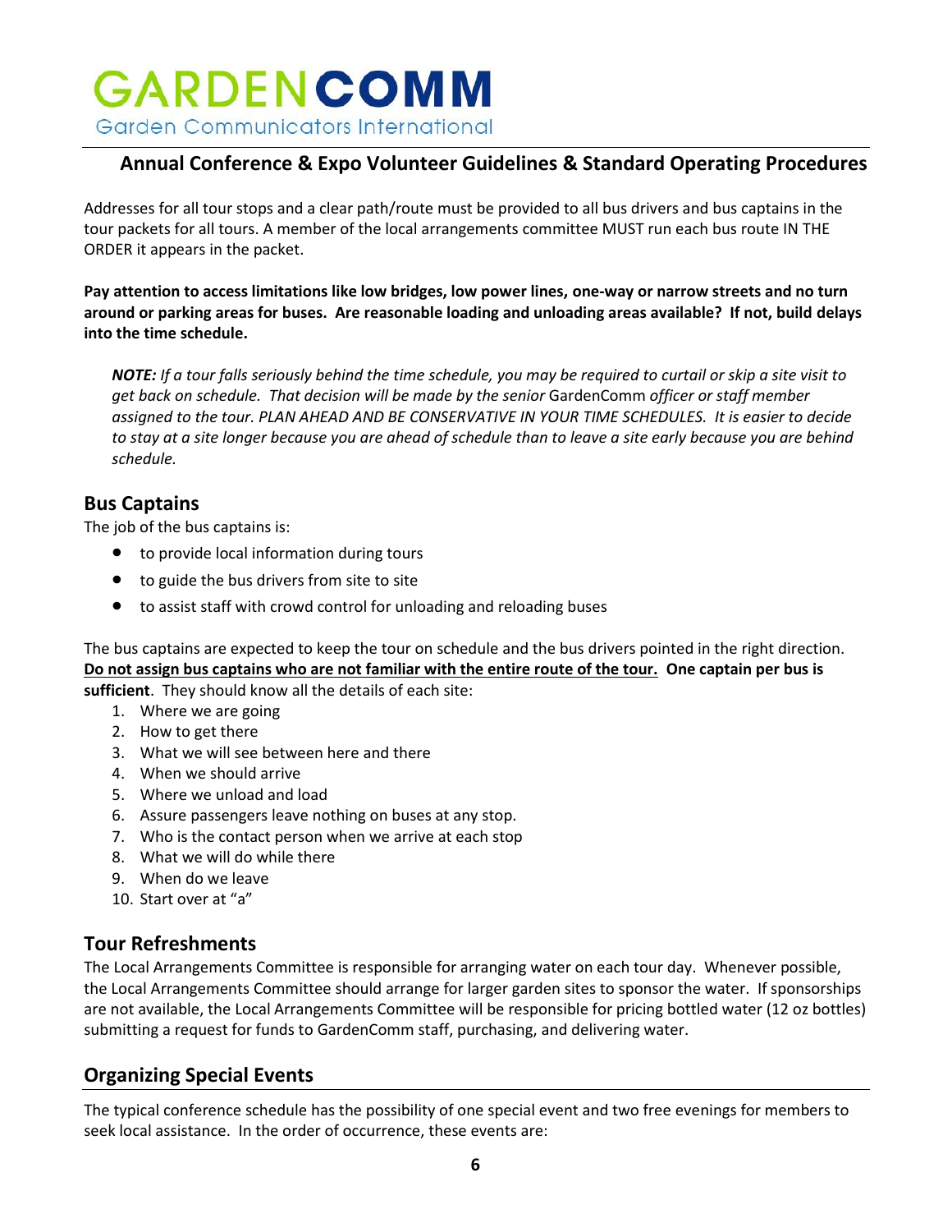# GARDENCOMM

Garden Communicators International

## Annual Conference & Expo Volunteer Guidelines & Standard Operating Procedures

Addresses for all tour stops and a clear path/route must be provided to all bus drivers and bus captains in the tour packets for all tours. A member of the local arrangements committee MUST run each bus route IN THE ORDER it appears in the packet.

**Pay attention to access limitations like low bridges, low power lines, one-way or narrow streets and no turn around or parking areas for buses. Are reasonable loading and unloading areas available? If not, build delays into the time schedule.**

> ***NOTE:*** *If a tour falls seriously behind the time schedule, you may be required to curtail or skip a site visit to get back on schedule. That decision will be made by the senior* GardenComm *officer or staff member assigned to the tour. PLAN AHEAD AND BE CONSERVATIVE IN YOUR TIME SCHEDULES. It is easier to decide to stay at a site longer because you are ahead of schedule than to leave a site early because you are behind schedule.*

## Bus Captains

The job of the bus captains is:

- to provide local information during tours
- to guide the bus drivers from site to site
- to assist staff with crowd control for unloading and reloading buses

The bus captains are expected to keep the tour on schedule and the bus drivers pointed in the right direction. **<u>Do not assign bus captains who are not familiar with the entire route of the tour.</u> One captain per bus is sufficient**. They should know all the details of each site:

1. Where we are going
2. How to get there
3. What we will see between here and there
4. When we should arrive
5. Where we unload and load
6. Assure passengers leave nothing on buses at any stop.
7. Who is the contact person when we arrive at each stop
8. What we will do while there
9. When do we leave
10. Start over at "a"

## Tour Refreshments

The Local Arrangements Committee is responsible for arranging water on each tour day. Whenever possible, the Local Arrangements Committee should arrange for larger garden sites to sponsor the water. If sponsorships are not available, the Local Arrangements Committee will be responsible for pricing bottled water (12 oz bottles) submitting a request for funds to GardenComm staff, purchasing, and delivering water.

## Organizing Special Events

The typical conference schedule has the possibility of one special event and two free evenings for members to seek local assistance. In the order of occurrence, these events are: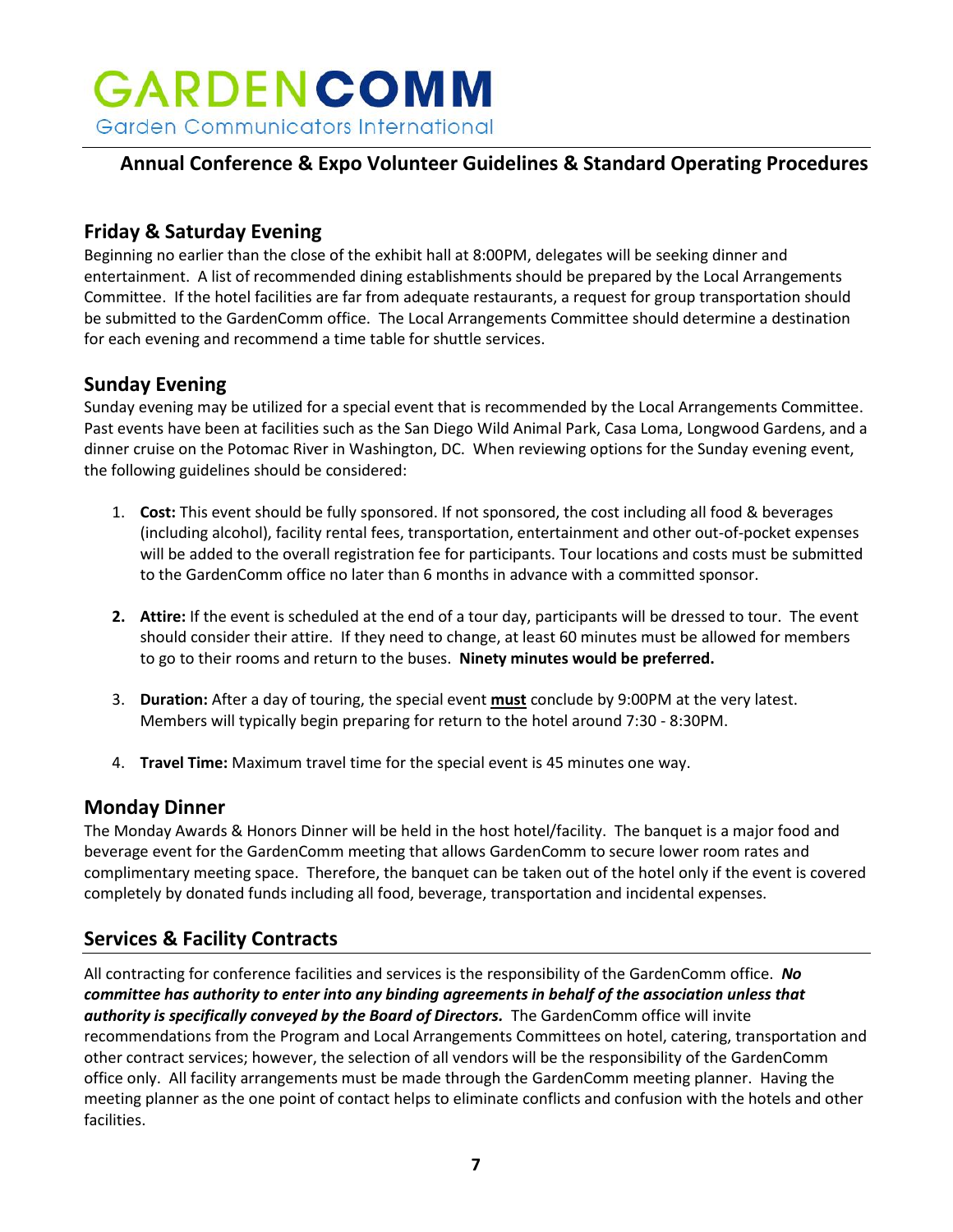# GARDENCOMM

Garden Communicators International

## Annual Conference & Expo Volunteer Guidelines & Standard Operating Procedures

### Friday & Saturday Evening

Beginning no earlier than the close of the exhibit hall at 8:00PM, delegates will be seeking dinner and entertainment. A list of recommended dining establishments should be prepared by the Local Arrangements Committee. If the hotel facilities are far from adequate restaurants, a request for group transportation should be submitted to the GardenComm office. The Local Arrangements Committee should determine a destination for each evening and recommend a time table for shuttle services.

### Sunday Evening

Sunday evening may be utilized for a special event that is recommended by the Local Arrangements Committee. Past events have been at facilities such as the San Diego Wild Animal Park, Casa Loma, Longwood Gardens, and a dinner cruise on the Potomac River in Washington, DC. When reviewing options for the Sunday evening event, the following guidelines should be considered:

1. **Cost:** This event should be fully sponsored. If not sponsored, the cost including all food & beverages (including alcohol), facility rental fees, transportation, entertainment and other out-of-pocket expenses will be added to the overall registration fee for participants. Tour locations and costs must be submitted to the GardenComm office no later than 6 months in advance with a committed sponsor.

2. **Attire:** If the event is scheduled at the end of a tour day, participants will be dressed to tour. The event should consider their attire. If they need to change, at least 60 minutes must be allowed for members to go to their rooms and return to the buses. **Ninety minutes would be preferred.**

3. **Duration:** After a day of touring, the special event **must** conclude by 9:00PM at the very latest. Members will typically begin preparing for return to the hotel around 7:30 - 8:30PM.

4. **Travel Time:** Maximum travel time for the special event is 45 minutes one way.

### Monday Dinner

The Monday Awards & Honors Dinner will be held in the host hotel/facility. The banquet is a major food and beverage event for the GardenComm meeting that allows GardenComm to secure lower room rates and complimentary meeting space. Therefore, the banquet can be taken out of the hotel only if the event is covered completely by donated funds including all food, beverage, transportation and incidental expenses.

### Services & Facility Contracts

All contracting for conference facilities and services is the responsibility of the GardenComm office. ***No committee has authority to enter into any binding agreements in behalf of the association unless that authority is specifically conveyed by the Board of Directors.*** The GardenComm office will invite recommendations from the Program and Local Arrangements Committees on hotel, catering, transportation and other contract services; however, the selection of all vendors will be the responsibility of the GardenComm office only. All facility arrangements must be made through the GardenComm meeting planner. Having the meeting planner as the one point of contact helps to eliminate conflicts and confusion with the hotels and other facilities.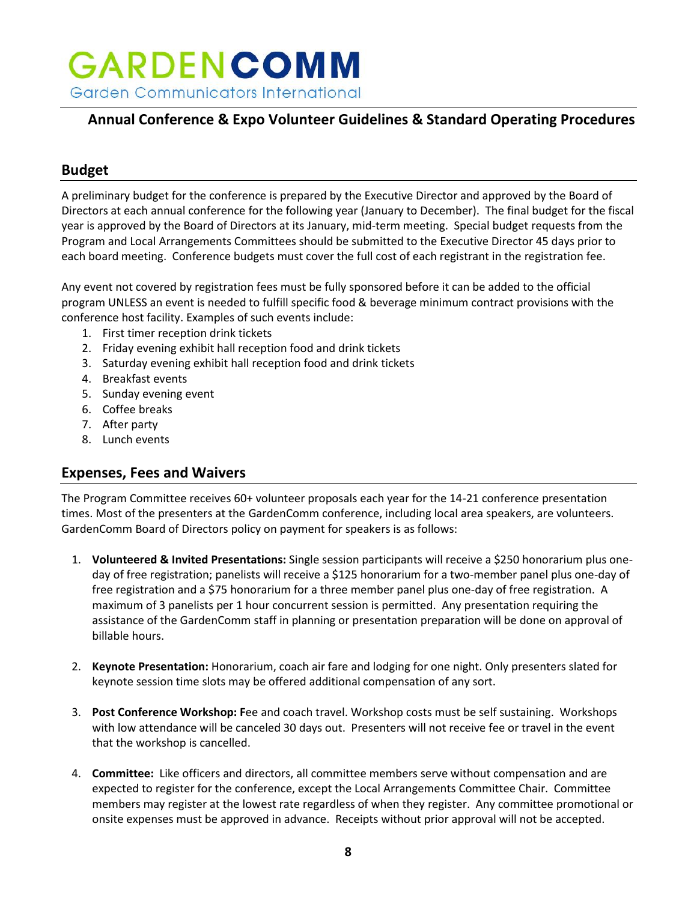GARDENCOMM
Garden Communicators International

## Annual Conference & Expo Volunteer Guidelines & Standard Operating Procedures

### Budget

A preliminary budget for the conference is prepared by the Executive Director and approved by the Board of Directors at each annual conference for the following year (January to December). The final budget for the fiscal year is approved by the Board of Directors at its January, mid-term meeting. Special budget requests from the Program and Local Arrangements Committees should be submitted to the Executive Director 45 days prior to each board meeting. Conference budgets must cover the full cost of each registrant in the registration fee.

Any event not covered by registration fees must be fully sponsored before it can be added to the official program UNLESS an event is needed to fulfill specific food & beverage minimum contract provisions with the conference host facility. Examples of such events include:

1. First timer reception drink tickets
2. Friday evening exhibit hall reception food and drink tickets
3. Saturday evening exhibit hall reception food and drink tickets
4. Breakfast events
5. Sunday evening event
6. Coffee breaks
7. After party
8. Lunch events

### Expenses, Fees and Waivers

The Program Committee receives 60+ volunteer proposals each year for the 14-21 conference presentation times. Most of the presenters at the GardenComm conference, including local area speakers, are volunteers. GardenComm Board of Directors policy on payment for speakers is as follows:

1. **Volunteered & Invited Presentations:** Single session participants will receive a $250 honorarium plus one-day of free registration; panelists will receive a $125 honorarium for a two-member panel plus one-day of free registration and a $75 honorarium for a three member panel plus one-day of free registration. A maximum of 3 panelists per 1 hour concurrent session is permitted. Any presentation requiring the assistance of the GardenComm staff in planning or presentation preparation will be done on approval of billable hours.

2. **Keynote Presentation:** Honorarium, coach air fare and lodging for one night. Only presenters slated for keynote session time slots may be offered additional compensation of any sort.

3. **Post Conference Workshop: F**ee and coach travel. Workshop costs must be self sustaining. Workshops with low attendance will be canceled 30 days out. Presenters will not receive fee or travel in the event that the workshop is cancelled.

4. **Committee:** Like officers and directors, all committee members serve without compensation and are expected to register for the conference, except the Local Arrangements Committee Chair. Committee members may register at the lowest rate regardless of when they register. Any committee promotional or onsite expenses must be approved in advance. Receipts without prior approval will not be accepted.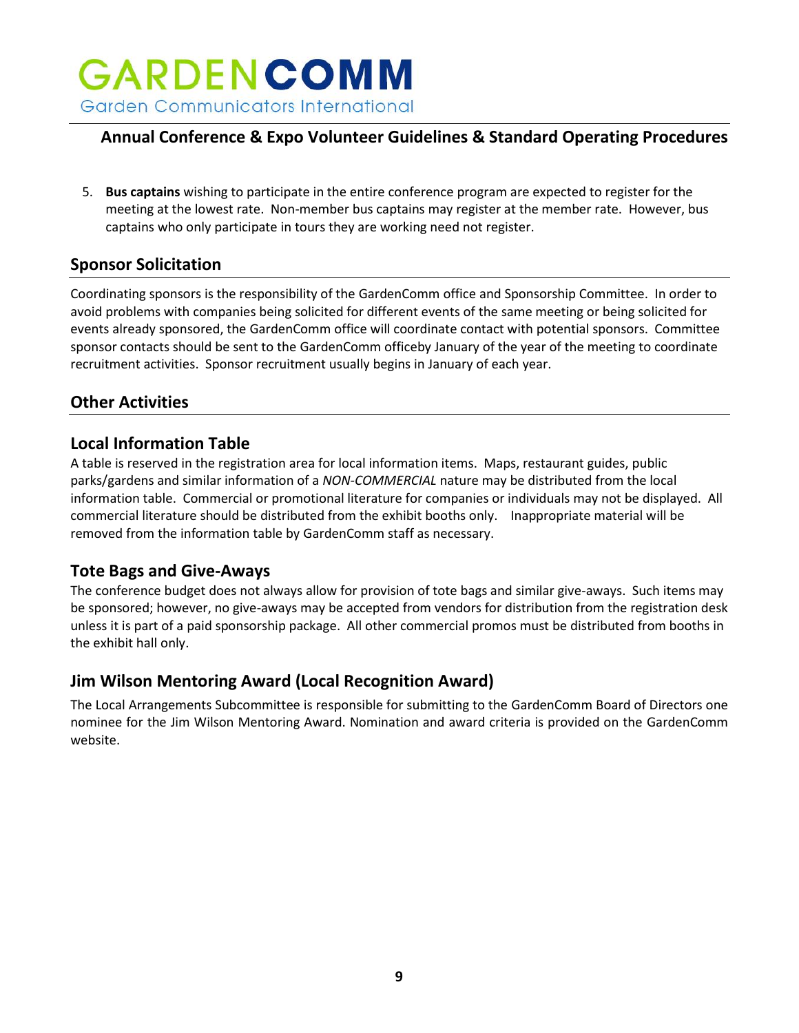5. **Bus captains** wishing to participate in the entire conference program are expected to register for the meeting at the lowest rate. Non-member bus captains may register at the member rate. However, bus captains who only participate in tours they are working need not register.

## Sponsor Solicitation

Coordinating sponsors is the responsibility of the GardenComm office and Sponsorship Committee. In order to avoid problems with companies being solicited for different events of the same meeting or being solicited for events already sponsored, the GardenComm office will coordinate contact with potential sponsors. Committee sponsor contacts should be sent to the GardenComm officeby January of the year of the meeting to coordinate recruitment activities. Sponsor recruitment usually begins in January of each year.

## Other Activities

### Local Information Table

A table is reserved in the registration area for local information items. Maps, restaurant guides, public parks/gardens and similar information of a *NON-COMMERCIAL* nature may be distributed from the local information table. Commercial or promotional literature for companies or individuals may not be displayed. All commercial literature should be distributed from the exhibit booths only. Inappropriate material will be removed from the information table by GardenComm staff as necessary.

### Tote Bags and Give-Aways

The conference budget does not always allow for provision of tote bags and similar give-aways. Such items may be sponsored; however, no give-aways may be accepted from vendors for distribution from the registration desk unless it is part of a paid sponsorship package. All other commercial promos must be distributed from booths in the exhibit hall only.

### Jim Wilson Mentoring Award (Local Recognition Award)

The Local Arrangements Subcommittee is responsible for submitting to the GardenComm Board of Directors one nominee for the Jim Wilson Mentoring Award. Nomination and award criteria is provided on the GardenComm website.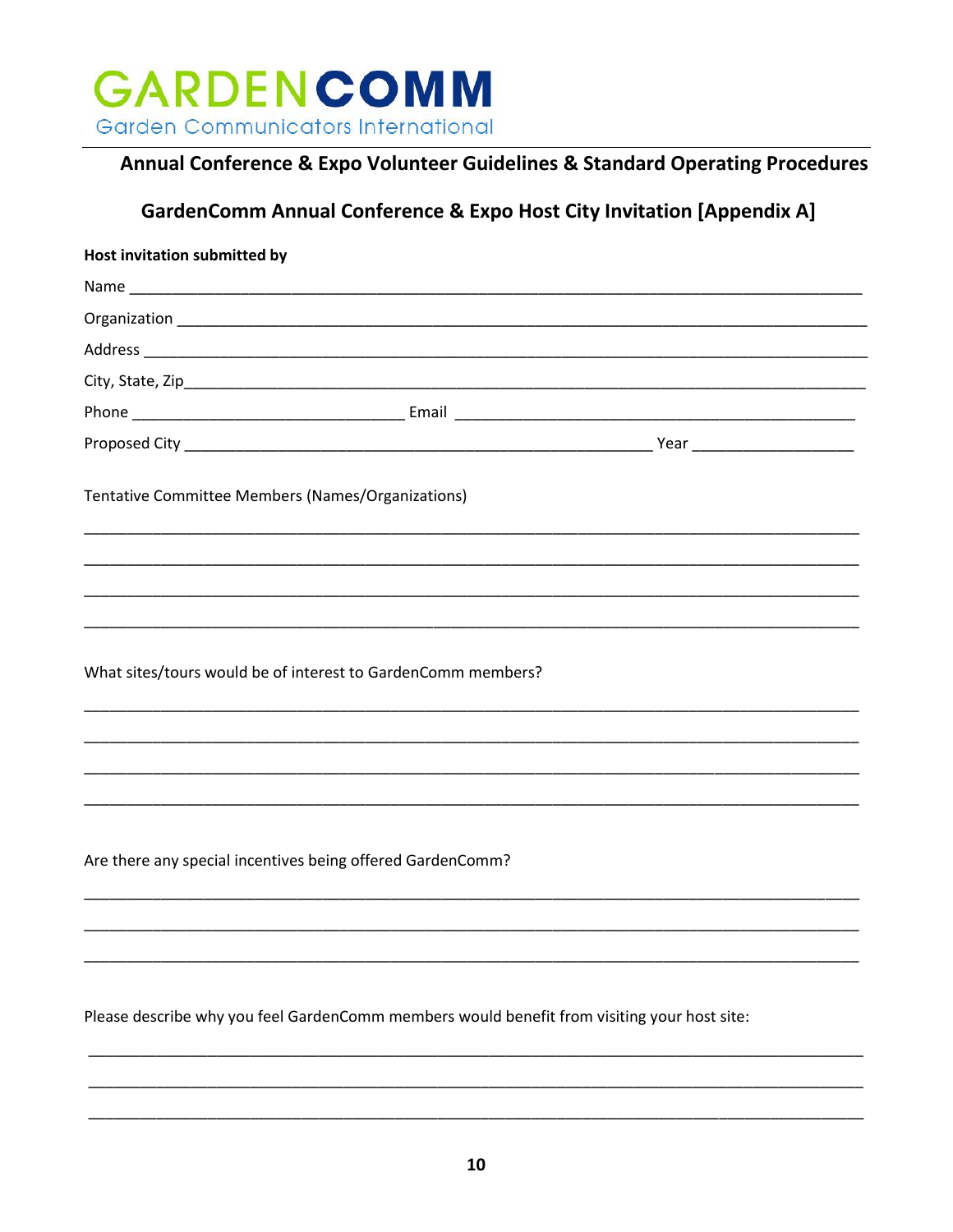GARDENCOMM

Garden Communicators International

## Annual Conference & Expo Volunteer Guidelines & Standard Operating Procedures

## GardenComm Annual Conference & Expo Host City Invitation [Appendix A]

**Host invitation submitted by**

Name ___________________________________________________________________________

Organization ______________________________________________________________________

Address _________________________________________________________________________

City, State, Zip____________________________________________________________________

Phone ______________________________ Email _____________________________________________

Proposed City _____________________________________________________ Year __________________

Tentative Committee Members (Names/Organizations)

_______________________________________________________________________________

_______________________________________________________________________________

_______________________________________________________________________________

_______________________________________________________________________________

What sites/tours would be of interest to GardenComm members?

_______________________________________________________________________________

_______________________________________________________________________________

_______________________________________________________________________________

_______________________________________________________________________________

Are there any special incentives being offered GardenComm?

_______________________________________________________________________________

_______________________________________________________________________________

_______________________________________________________________________________

Please describe why you feel GardenComm members would benefit from visiting your host site:

_______________________________________________________________________________

_______________________________________________________________________________

_______________________________________________________________________________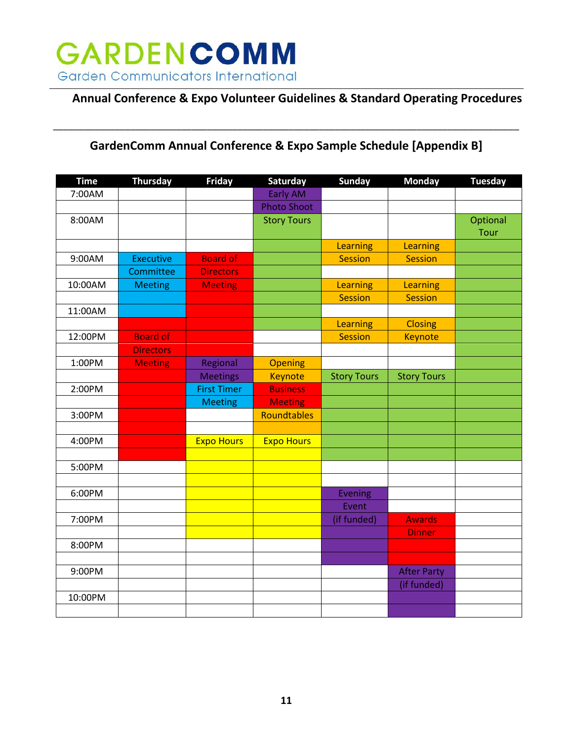# GARDENCOMM
Garden Communicators International

## Annual Conference & Expo Volunteer Guidelines & Standard Operating Procedures

### GardenComm Annual Conference & Expo Sample Schedule [Appendix B]

| Time | Thursday | Friday | Saturday | Sunday | Monday | Tuesday |
|---|---|---|---|---|---|---|
| 7:00AM | | | Early AM | | | |
| | | | Photo Shoot | | | |
| 8:00AM | | | Story Tours | | | Optional Tour |
| | | | | Learning | Learning | |
| 9:00AM | Executive | Board of | | Session | Session | |
| | Committee | Directors | | | | |
| 10:00AM | Meeting | Meeting | | Learning | Learning | |
| | | | | Session | Session | |
| 11:00AM | | | | | | |
| | | | | Learning | Closing | |
| 12:00PM | Board of | | | Session | Keynote | |
| | Directors | | | | | |
| 1:00PM | Meeting | Regional | Opening | | | |
| | | Meetings | Keynote | Story Tours | Story Tours | |
| 2:00PM | | First Timer | Business | | | |
| | | Meeting | Meeting | | | |
| 3:00PM | | | Roundtables | | | |
| | | | | | | |
| 4:00PM | | Expo Hours | Expo Hours | | | |
| | | | | | | |
| 5:00PM | | | | | | |
| | | | | | | |
| 6:00PM | | | | Evening | | |
| | | | | Event | | |
| 7:00PM | | | | (if funded) | Awards | |
| | | | | | Dinner | |
| 8:00PM | | | | | | |
| | | | | | | |
| 9:00PM | | | | | After Party | |
| | | | | | (if funded) | |
| 10:00PM | | | | | | |
| | | | | | | |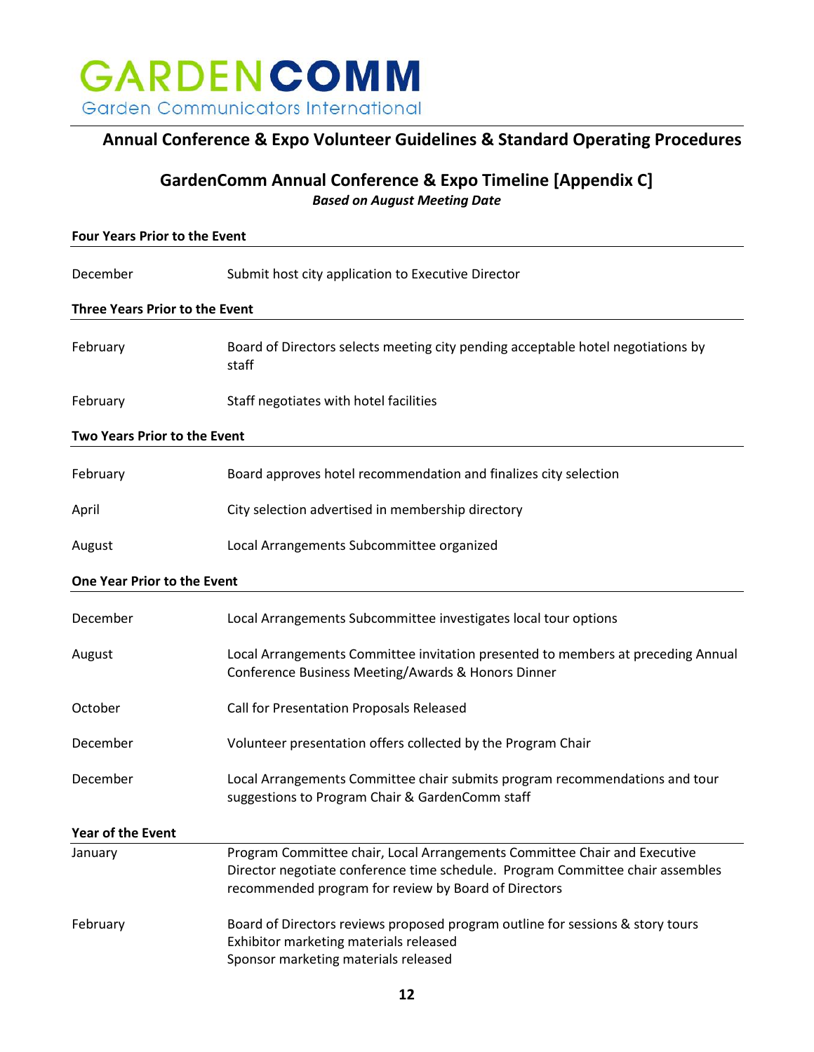# GARDENCOMM

Garden Communicators International

## Annual Conference & Expo Volunteer Guidelines & Standard Operating Procedures

### GardenComm Annual Conference & Expo Timeline [Appendix C]

***Based on August Meeting Date***

**Four Years Prior to the Event**

| | |
|---|---|
| December | Submit host city application to Executive Director |

**Three Years Prior to the Event**

| | |
|---|---|
| February | Board of Directors selects meeting city pending acceptable hotel negotiations by staff |
| February | Staff negotiates with hotel facilities |

**Two Years Prior to the Event**

| | |
|---|---|
| February | Board approves hotel recommendation and finalizes city selection |
| April | City selection advertised in membership directory |
| August | Local Arrangements Subcommittee organized |

**One Year Prior to the Event**

| | |
|---|---|
| December | Local Arrangements Subcommittee investigates local tour options |
| August | Local Arrangements Committee invitation presented to members at preceding Annual Conference Business Meeting/Awards & Honors Dinner |
| October | Call for Presentation Proposals Released |
| December | Volunteer presentation offers collected by the Program Chair |
| December | Local Arrangements Committee chair submits program recommendations and tour suggestions to Program Chair & GardenComm staff |

**Year of the Event**

| | |
|---|---|
| January | Program Committee chair, Local Arrangements Committee Chair and Executive Director negotiate conference time schedule. Program Committee chair assembles recommended program for review by Board of Directors |
| February | Board of Directors reviews proposed program outline for sessions & story tours<br>Exhibitor marketing materials released<br>Sponsor marketing materials released |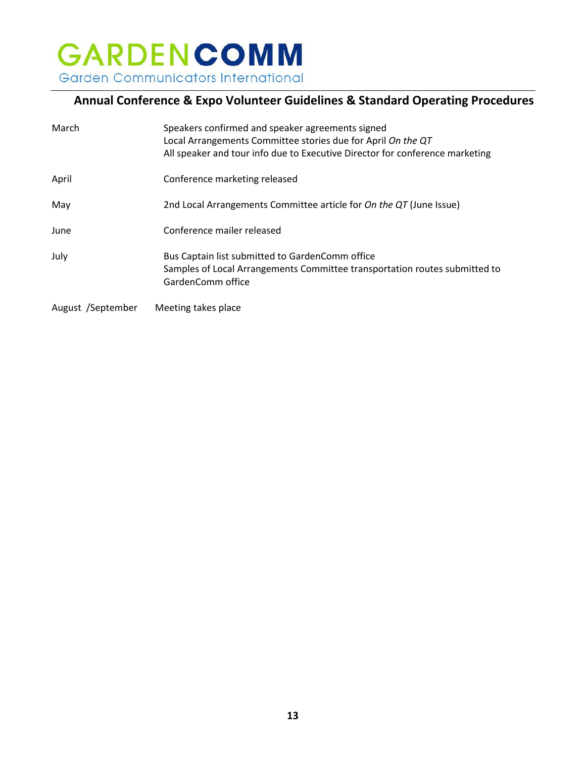# GARDENCOMM
Garden Communicators International

## Annual Conference & Expo Volunteer Guidelines & Standard Operating Procedures

| | |
|---|---|
| March | Speakers confirmed and speaker agreements signed<br>Local Arrangements Committee stories due for April *On the QT*<br>All speaker and tour info due to Executive Director for conference marketing |
| April | Conference marketing released |
| May | 2nd Local Arrangements Committee article for *On the QT* (June Issue) |
| June | Conference mailer released |
| July | Bus Captain list submitted to GardenComm office<br>Samples of Local Arrangements Committee transportation routes submitted to GardenComm office |
| August /September | Meeting takes place |